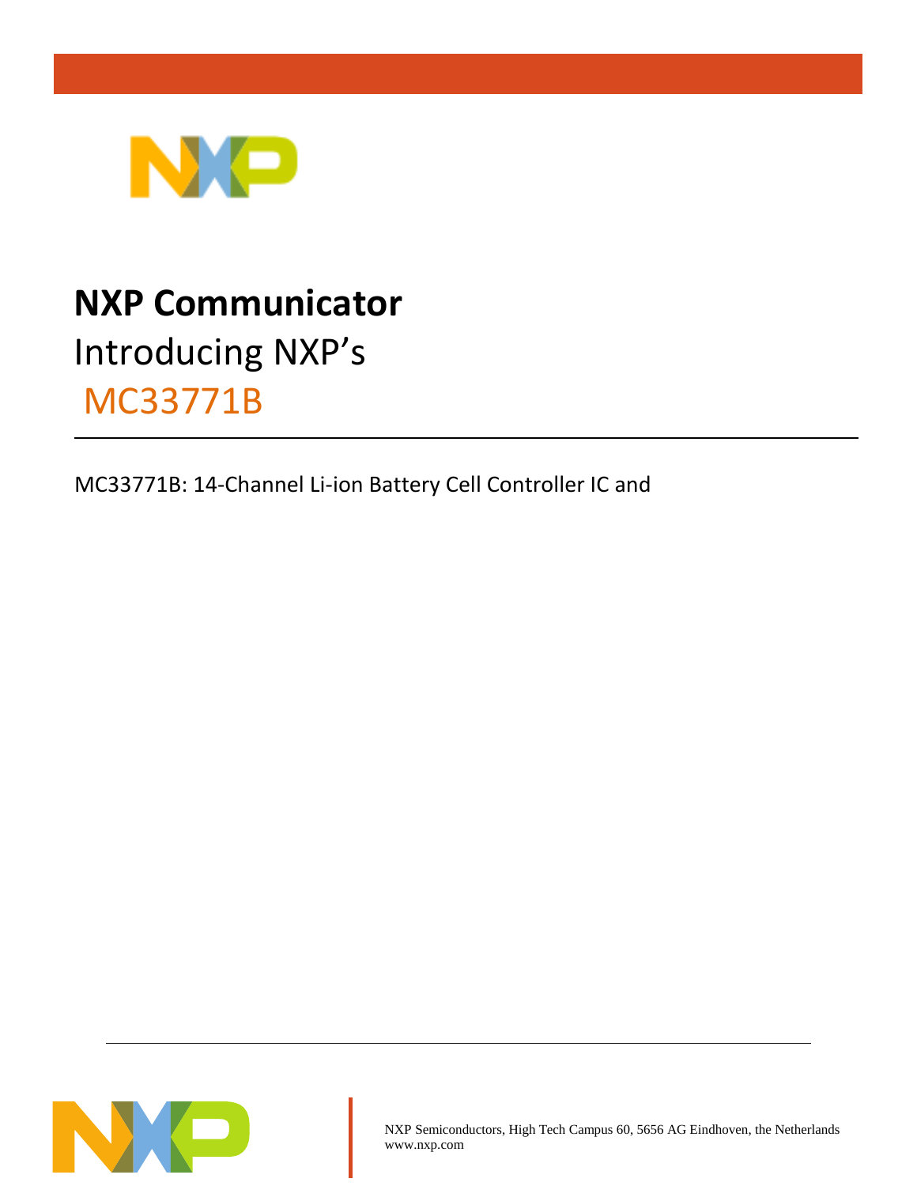# NXP Communicator

Introducing NXP's

MC33771B

---

MC33771B: 14-Channel Li-ion Battery Cell Controller IC and

---

NXP Semiconductors, High Tech Campus 60, 5656 AG Eindhoven, the Netherlands
www.nxp.com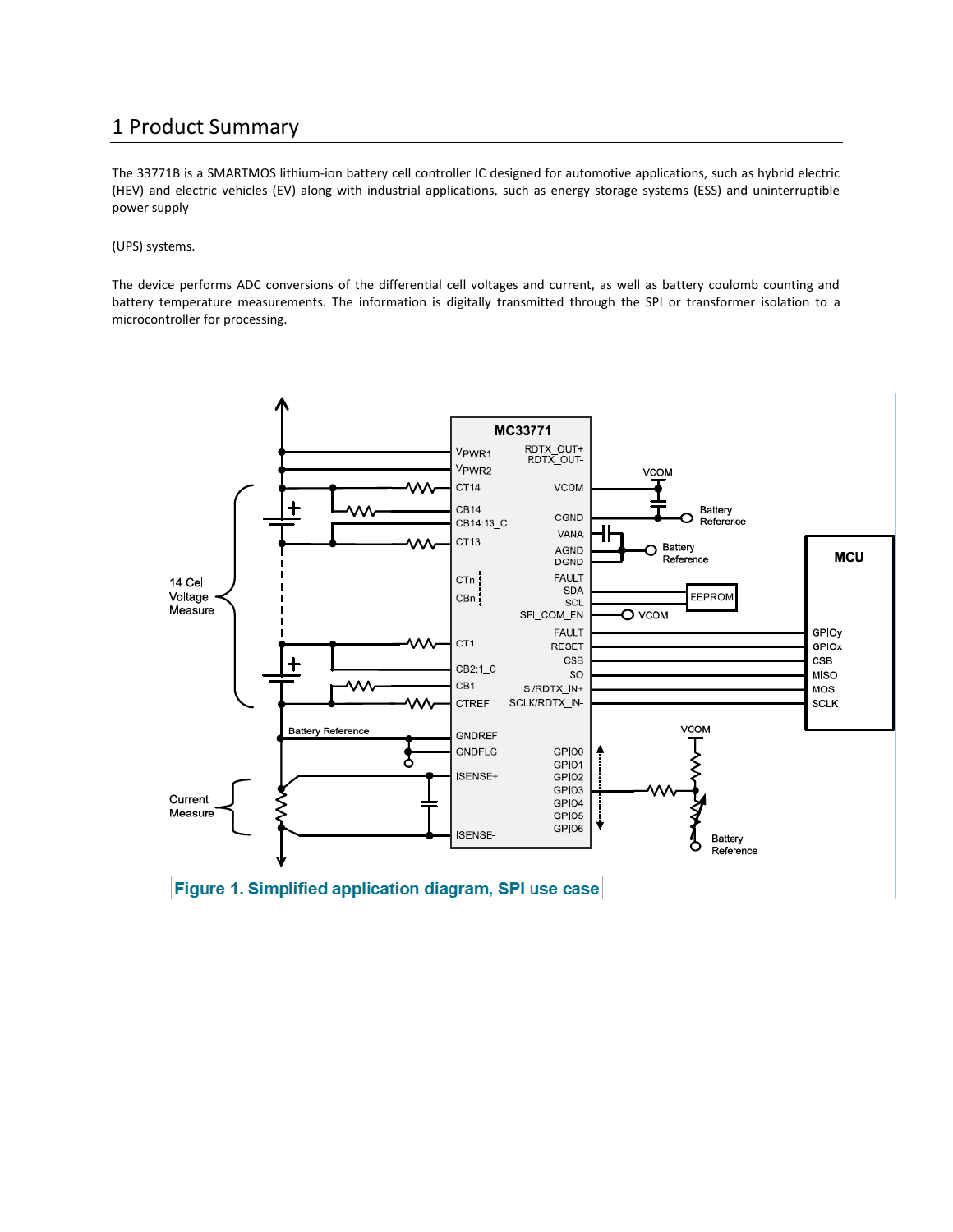# 1 Product Summary

The 33771B is a SMARTMOS lithium-ion battery cell controller IC designed for automotive applications, such as hybrid electric (HEV) and electric vehicles (EV) along with industrial applications, such as energy storage systems (ESS) and uninterruptible power supply

(UPS) systems.

The device performs ADC conversions of the differential cell voltages and current, as well as battery coulomb counting and battery temperature measurements. The information is digitally transmitted through the SPI or transformer isolation to a microcontroller for processing.

Figure 1. Simplified application diagram, SPI use case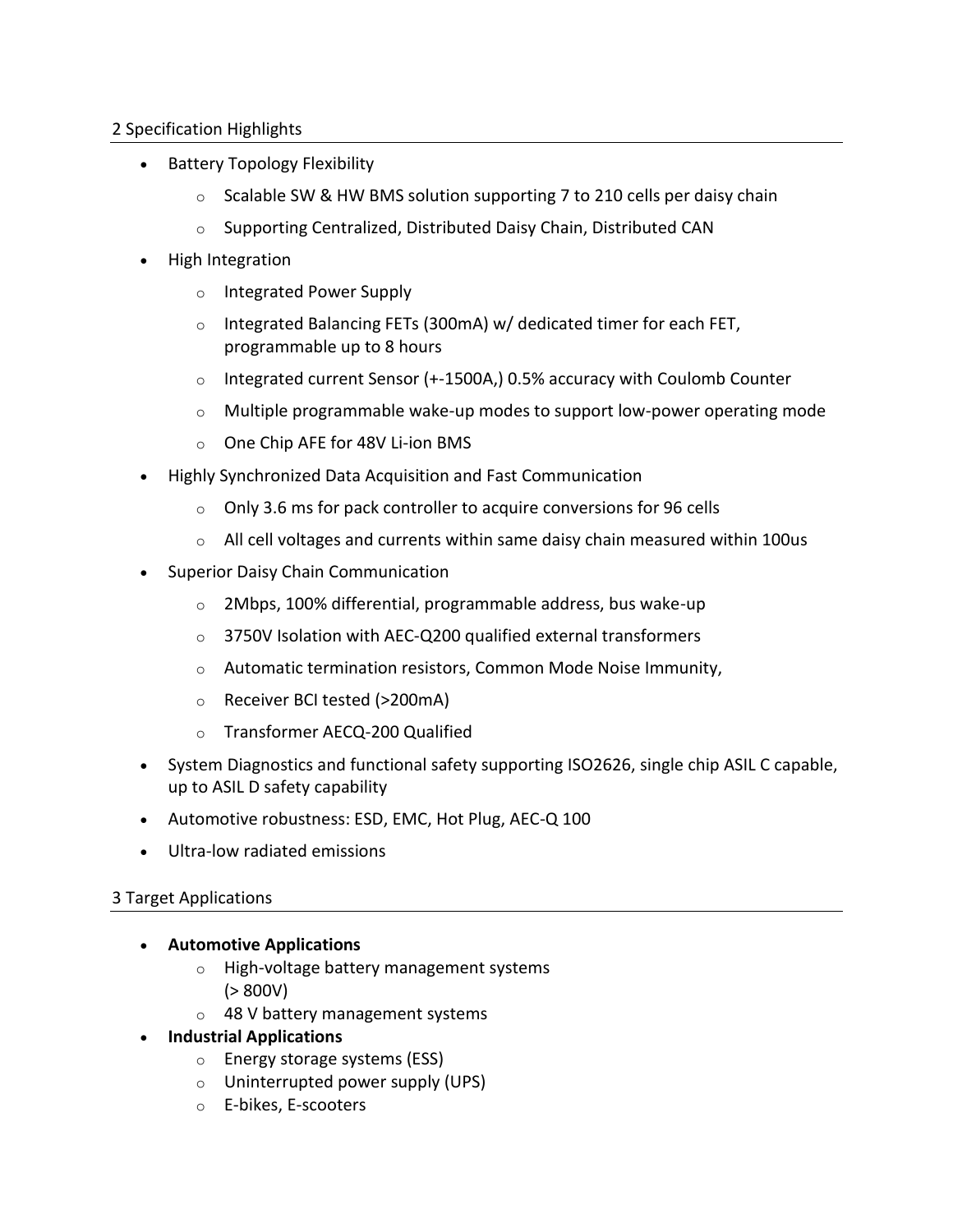## 2 Specification Highlights

- Battery Topology Flexibility
  - Scalable SW & HW BMS solution supporting 7 to 210 cells per daisy chain
  - Supporting Centralized, Distributed Daisy Chain, Distributed CAN
- High Integration
  - Integrated Power Supply
  - Integrated Balancing FETs (300mA) w/ dedicated timer for each FET, programmable up to 8 hours
  - Integrated current Sensor (+-1500A,) 0.5% accuracy with Coulomb Counter
  - Multiple programmable wake-up modes to support low-power operating mode
  - One Chip AFE for 48V Li-ion BMS
- Highly Synchronized Data Acquisition and Fast Communication
  - Only 3.6 ms for pack controller to acquire conversions for 96 cells
  - All cell voltages and currents within same daisy chain measured within 100us
- Superior Daisy Chain Communication
  - 2Mbps, 100% differential, programmable address, bus wake-up
  - 3750V Isolation with AEC-Q200 qualified external transformers
  - Automatic termination resistors, Common Mode Noise Immunity,
  - Receiver BCI tested (>200mA)
  - Transformer AECQ-200 Qualified
- System Diagnostics and functional safety supporting ISO2626, single chip ASIL C capable, up to ASIL D safety capability
- Automotive robustness: ESD, EMC, Hot Plug, AEC-Q 100
- Ultra-low radiated emissions

## 3 Target Applications

- **Automotive Applications**
  - High-voltage battery management systems (> 800V)
  - 48 V battery management systems
- **Industrial Applications**
  - Energy storage systems (ESS)
  - Uninterrupted power supply (UPS)
  - E-bikes, E-scooters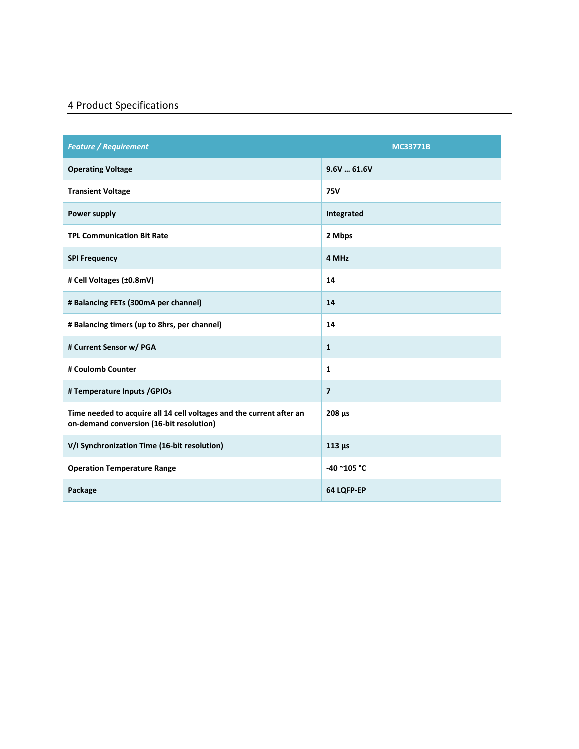## 4 Product Specifications

| *Feature / Requirement* | MC33771B |
|---|---|
| **Operating Voltage** | **9.6V … 61.6V** |
| **Transient Voltage** | **75V** |
| **Power supply** | **Integrated** |
| **TPL Communication Bit Rate** | **2 Mbps** |
| **SPI Frequency** | **4 MHz** |
| **# Cell Voltages (±0.8mV)** | **14** |
| **# Balancing FETs (300mA per channel)** | **14** |
| **# Balancing timers (up to 8hrs, per channel)** | **14** |
| **# Current Sensor w/ PGA** | **1** |
| **# Coulomb Counter** | **1** |
| **# Temperature Inputs /GPIOs** | **7** |
| **Time needed to acquire all 14 cell voltages and the current after an on-demand conversion (16-bit resolution)** | **208 µs** |
| **V/I Synchronization Time (16-bit resolution)** | **113 µs** |
| **Operation Temperature Range** | **-40 ~105 °C** |
| **Package** | **64 LQFP-EP** |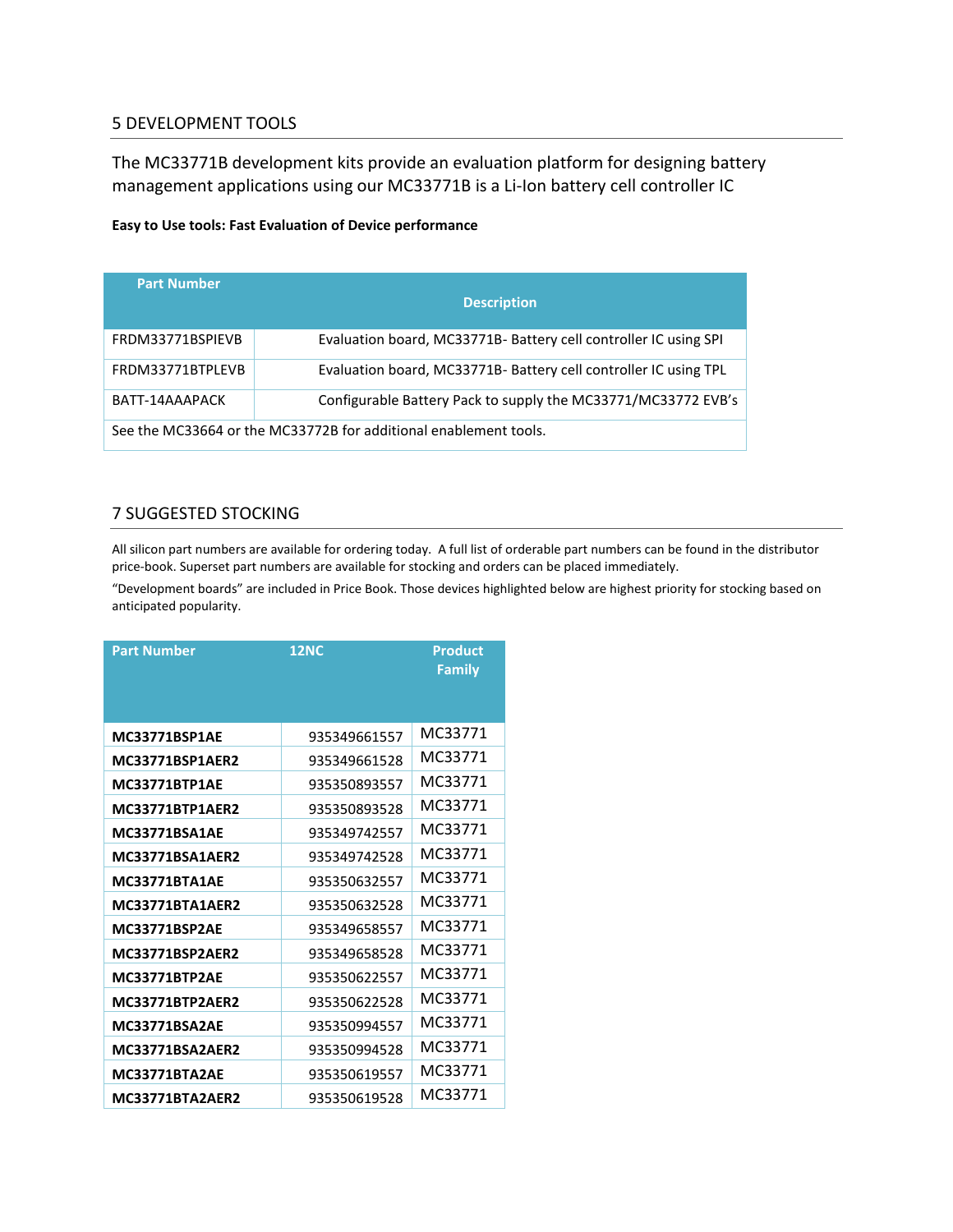## 5 DEVELOPMENT TOOLS

The MC33771B development kits provide an evaluation platform for designing battery management applications using our MC33771B is a Li-Ion battery cell controller IC

**Easy to Use tools: Fast Evaluation of Device performance**

| Part Number | Description |
|---|---|
| FRDM33771BSPIEVB | Evaluation board, MC33771B- Battery cell controller IC using SPI |
| FRDM33771BTPLEVB | Evaluation board, MC33771B- Battery cell controller IC using TPL |
| BATT-14AAAPACK | Configurable Battery Pack to supply the MC33771/MC33772 EVB's |
| See the MC33664 or the MC33772B for additional enablement tools. | |

## 7 SUGGESTED STOCKING

All silicon part numbers are available for ordering today. A full list of orderable part numbers can be found in the distributor price-book. Superset part numbers are available for stocking and orders can be placed immediately.

"Development boards" are included in Price Book. Those devices highlighted below are highest priority for stocking based on anticipated popularity.

| Part Number | 12NC | Product Family |
|---|---|---|
| **MC33771BSP1AE** | 935349661557 | MC33771 |
| **MC33771BSP1AER2** | 935349661528 | MC33771 |
| **MC33771BTP1AE** | 935350893557 | MC33771 |
| **MC33771BTP1AER2** | 935350893528 | MC33771 |
| **MC33771BSA1AE** | 935349742557 | MC33771 |
| **MC33771BSA1AER2** | 935349742528 | MC33771 |
| **MC33771BTA1AE** | 935350632557 | MC33771 |
| **MC33771BTA1AER2** | 935350632528 | MC33771 |
| **MC33771BSP2AE** | 935349658557 | MC33771 |
| **MC33771BSP2AER2** | 935349658528 | MC33771 |
| **MC33771BTP2AE** | 935350622557 | MC33771 |
| **MC33771BTP2AER2** | 935350622528 | MC33771 |
| **MC33771BSA2AE** | 935350994557 | MC33771 |
| **MC33771BSA2AER2** | 935350994528 | MC33771 |
| **MC33771BTA2AE** | 935350619557 | MC33771 |
| **MC33771BTA2AER2** | 935350619528 | MC33771 |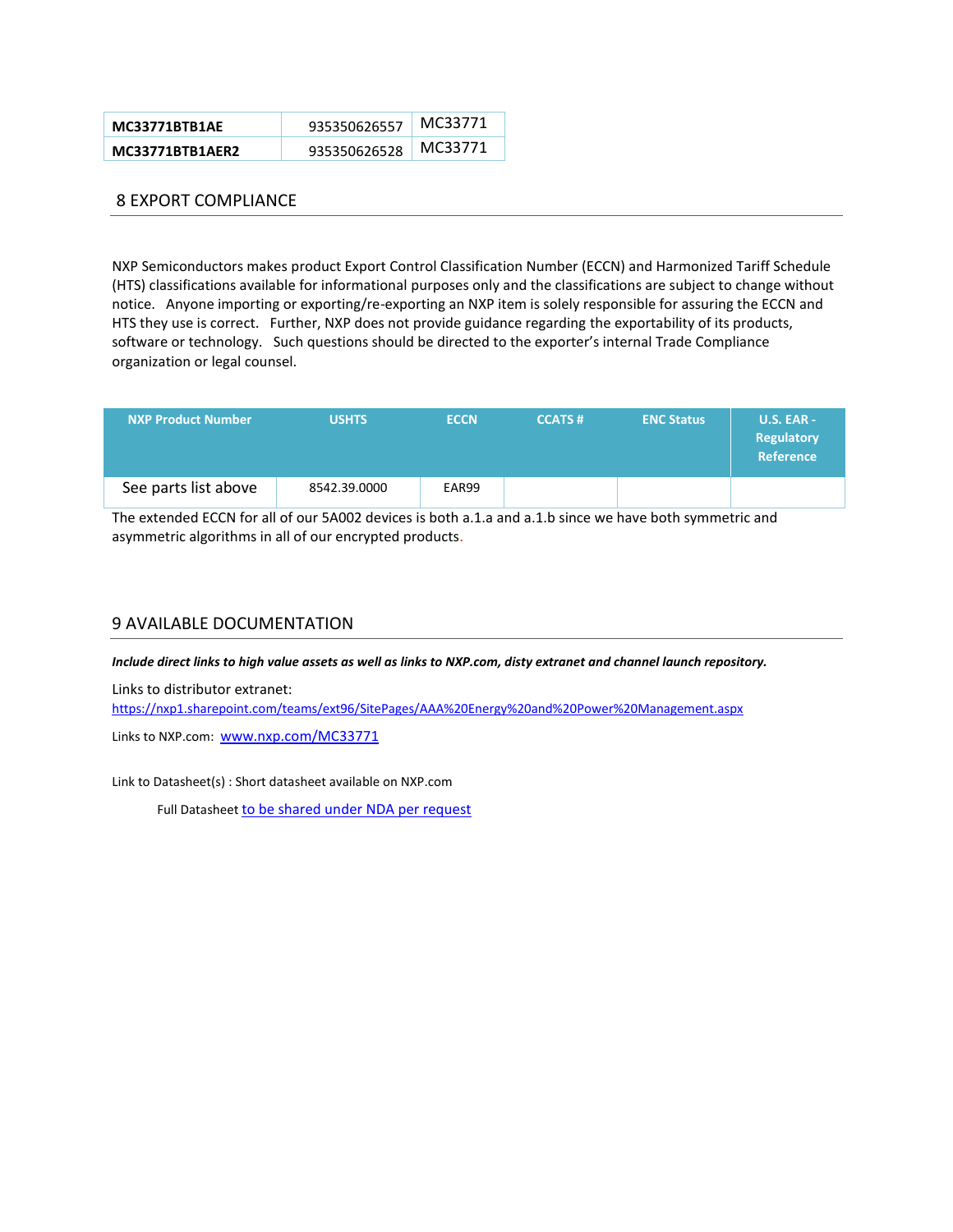| | | |
|---|---|---|
| **MC33771BTB1AE** | 935350626557 | MC33771 |
| **MC33771BTB1AER2** | 935350626528 | MC33771 |

## 8 EXPORT COMPLIANCE

NXP Semiconductors makes product Export Control Classification Number (ECCN) and Harmonized Tariff Schedule (HTS) classifications available for informational purposes only and the classifications are subject to change without notice. Anyone importing or exporting/re-exporting an NXP item is solely responsible for assuring the ECCN and HTS they use is correct. Further, NXP does not provide guidance regarding the exportability of its products, software or technology. Such questions should be directed to the exporter's internal Trade Compliance organization or legal counsel.

| NXP Product Number | USHTS | ECCN | CCATS # | ENC Status | U.S. EAR - Regulatory Reference |
|---|---|---|---|---|---|
| See parts list above | 8542.39.0000 | EAR99 | | | |

The extended ECCN for all of our 5A002 devices is both a.1.a and a.1.b since we have both symmetric and asymmetric algorithms in all of our encrypted products.

## 9 AVAILABLE DOCUMENTATION

***Include direct links to high value assets as well as links to NXP.com, disty extranet and channel launch repository.***

Links to distributor extranet:
https://nxp1.sharepoint.com/teams/ext96/SitePages/AAA%20Energy%20and%20Power%20Management.aspx

Links to NXP.com: www.nxp.com/MC33771

Link to Datasheet(s) : Short datasheet available on NXP.com

Full Datasheet to be shared under NDA per request